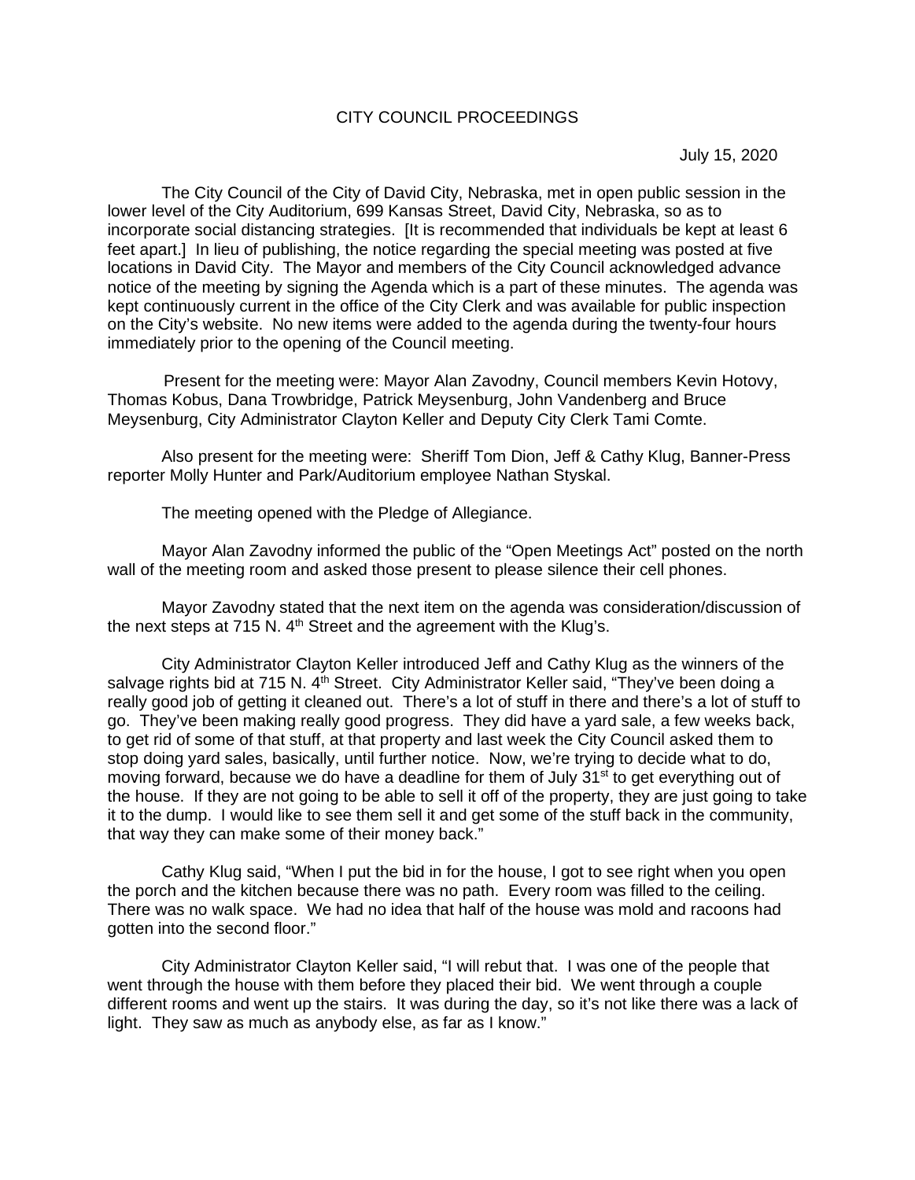# CITY COUNCIL PROCEEDINGS

July 15, 2020

The City Council of the City of David City, Nebraska, met in open public session in the lower level of the City Auditorium, 699 Kansas Street, David City, Nebraska, so as to incorporate social distancing strategies. [It is recommended that individuals be kept at least 6 feet apart.] In lieu of publishing, the notice regarding the special meeting was posted at five locations in David City. The Mayor and members of the City Council acknowledged advance notice of the meeting by signing the Agenda which is a part of these minutes. The agenda was kept continuously current in the office of the City Clerk and was available for public inspection on the City's website. No new items were added to the agenda during the twenty-four hours immediately prior to the opening of the Council meeting.

Present for the meeting were: Mayor Alan Zavodny, Council members Kevin Hotovy, Thomas Kobus, Dana Trowbridge, Patrick Meysenburg, John Vandenberg and Bruce Meysenburg, City Administrator Clayton Keller and Deputy City Clerk Tami Comte.

Also present for the meeting were: Sheriff Tom Dion, Jeff & Cathy Klug, Banner-Press reporter Molly Hunter and Park/Auditorium employee Nathan Styskal.

The meeting opened with the Pledge of Allegiance.

Mayor Alan Zavodny informed the public of the "Open Meetings Act" posted on the north wall of the meeting room and asked those present to please silence their cell phones.

Mayor Zavodny stated that the next item on the agenda was consideration/discussion of the next steps at 715 N. 4th Street and the agreement with the Klug's.

City Administrator Clayton Keller introduced Jeff and Cathy Klug as the winners of the salvage rights bid at 715 N. 4th Street. City Administrator Keller said, "They've been doing a really good job of getting it cleaned out. There's a lot of stuff in there and there's a lot of stuff to go. They've been making really good progress. They did have a yard sale, a few weeks back, to get rid of some of that stuff, at that property and last week the City Council asked them to stop doing yard sales, basically, until further notice. Now, we're trying to decide what to do, moving forward, because we do have a deadline for them of July 31st to get everything out of the house. If they are not going to be able to sell it off of the property, they are just going to take it to the dump. I would like to see them sell it and get some of the stuff back in the community, that way they can make some of their money back."

Cathy Klug said, "When I put the bid in for the house, I got to see right when you open the porch and the kitchen because there was no path. Every room was filled to the ceiling. There was no walk space. We had no idea that half of the house was mold and racoons had gotten into the second floor."

City Administrator Clayton Keller said, "I will rebut that. I was one of the people that went through the house with them before they placed their bid. We went through a couple different rooms and went up the stairs. It was during the day, so it's not like there was a lack of light. They saw as much as anybody else, as far as I know."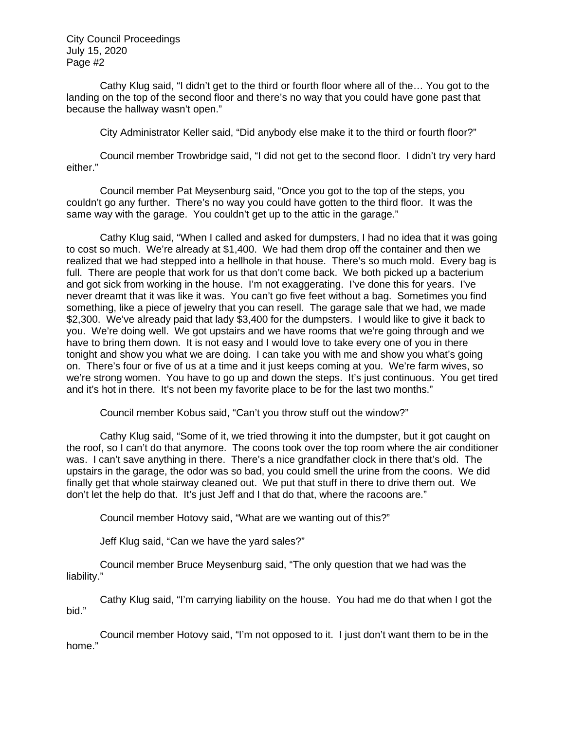Cathy Klug said, "I didn't get to the third or fourth floor where all of the… You got to the landing on the top of the second floor and there's no way that you could have gone past that because the hallway wasn't open."

City Administrator Keller said, "Did anybody else make it to the third or fourth floor?"

Council member Trowbridge said, "I did not get to the second floor. I didn't try very hard either."

Council member Pat Meysenburg said, "Once you got to the top of the steps, you couldn't go any further. There's no way you could have gotten to the third floor. It was the same way with the garage. You couldn't get up to the attic in the garage."

Cathy Klug said, "When I called and asked for dumpsters, I had no idea that it was going to cost so much. We're already at $1,400. We had them drop off the container and then we realized that we had stepped into a hellhole in that house. There's so much mold. Every bag is full. There are people that work for us that don't come back. We both picked up a bacterium and got sick from working in the house. I'm not exaggerating. I've done this for years. I've never dreamt that it was like it was. You can't go five feet without a bag. Sometimes you find something, like a piece of jewelry that you can resell. The garage sale that we had, we made $2,300. We've already paid that lady $3,400 for the dumpsters. I would like to give it back to you. We're doing well. We got upstairs and we have rooms that we're going through and we have to bring them down. It is not easy and I would love to take every one of you in there tonight and show you what we are doing. I can take you with me and show you what's going on. There's four or five of us at a time and it just keeps coming at you. We're farm wives, so we're strong women. You have to go up and down the steps. It's just continuous. You get tired and it's hot in there. It's not been my favorite place to be for the last two months."

Council member Kobus said, "Can't you throw stuff out the window?"

Cathy Klug said, "Some of it, we tried throwing it into the dumpster, but it got caught on the roof, so I can't do that anymore. The coons took over the top room where the air conditioner was. I can't save anything in there. There's a nice grandfather clock in there that's old. The upstairs in the garage, the odor was so bad, you could smell the urine from the coons. We did finally get that whole stairway cleaned out. We put that stuff in there to drive them out. We don't let the help do that. It's just Jeff and I that do that, where the racoons are."

Council member Hotovy said, "What are we wanting out of this?"

Jeff Klug said, "Can we have the yard sales?"

Council member Bruce Meysenburg said, "The only question that we had was the liability."

Cathy Klug said, "I'm carrying liability on the house. You had me do that when I got the bid."

Council member Hotovy said, "I'm not opposed to it. I just don't want them to be in the home."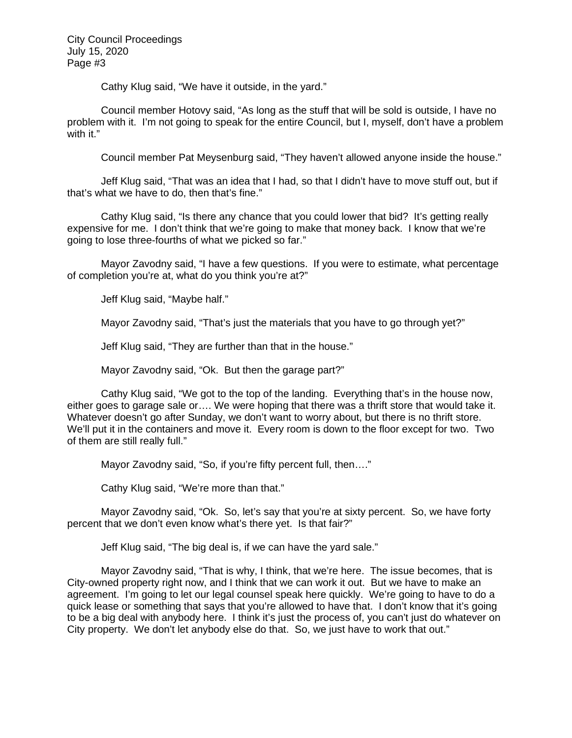Cathy Klug said, "We have it outside, in the yard."

Council member Hotovy said, "As long as the stuff that will be sold is outside, I have no problem with it. I'm not going to speak for the entire Council, but I, myself, don't have a problem with it."

Council member Pat Meysenburg said, "They haven't allowed anyone inside the house."

Jeff Klug said, "That was an idea that I had, so that I didn't have to move stuff out, but if that's what we have to do, then that's fine."

Cathy Klug said, "Is there any chance that you could lower that bid? It's getting really expensive for me. I don't think that we're going to make that money back. I know that we're going to lose three-fourths of what we picked so far."

Mayor Zavodny said, "I have a few questions. If you were to estimate, what percentage of completion you're at, what do you think you're at?"

Jeff Klug said, "Maybe half."

Mayor Zavodny said, "That's just the materials that you have to go through yet?"

Jeff Klug said, "They are further than that in the house."

Mayor Zavodny said, "Ok. But then the garage part?"

Cathy Klug said, "We got to the top of the landing. Everything that's in the house now, either goes to garage sale or…. We were hoping that there was a thrift store that would take it. Whatever doesn't go after Sunday, we don't want to worry about, but there is no thrift store. We'll put it in the containers and move it. Every room is down to the floor except for two. Two of them are still really full."

Mayor Zavodny said, "So, if you're fifty percent full, then…."

Cathy Klug said, "We're more than that."

Mayor Zavodny said, "Ok. So, let's say that you're at sixty percent. So, we have forty percent that we don't even know what's there yet. Is that fair?"

Jeff Klug said, "The big deal is, if we can have the yard sale."

Mayor Zavodny said, "That is why, I think, that we're here. The issue becomes, that is City-owned property right now, and I think that we can work it out. But we have to make an agreement. I'm going to let our legal counsel speak here quickly. We're going to have to do a quick lease or something that says that you're allowed to have that. I don't know that it's going to be a big deal with anybody here. I think it's just the process of, you can't just do whatever on City property. We don't let anybody else do that. So, we just have to work that out."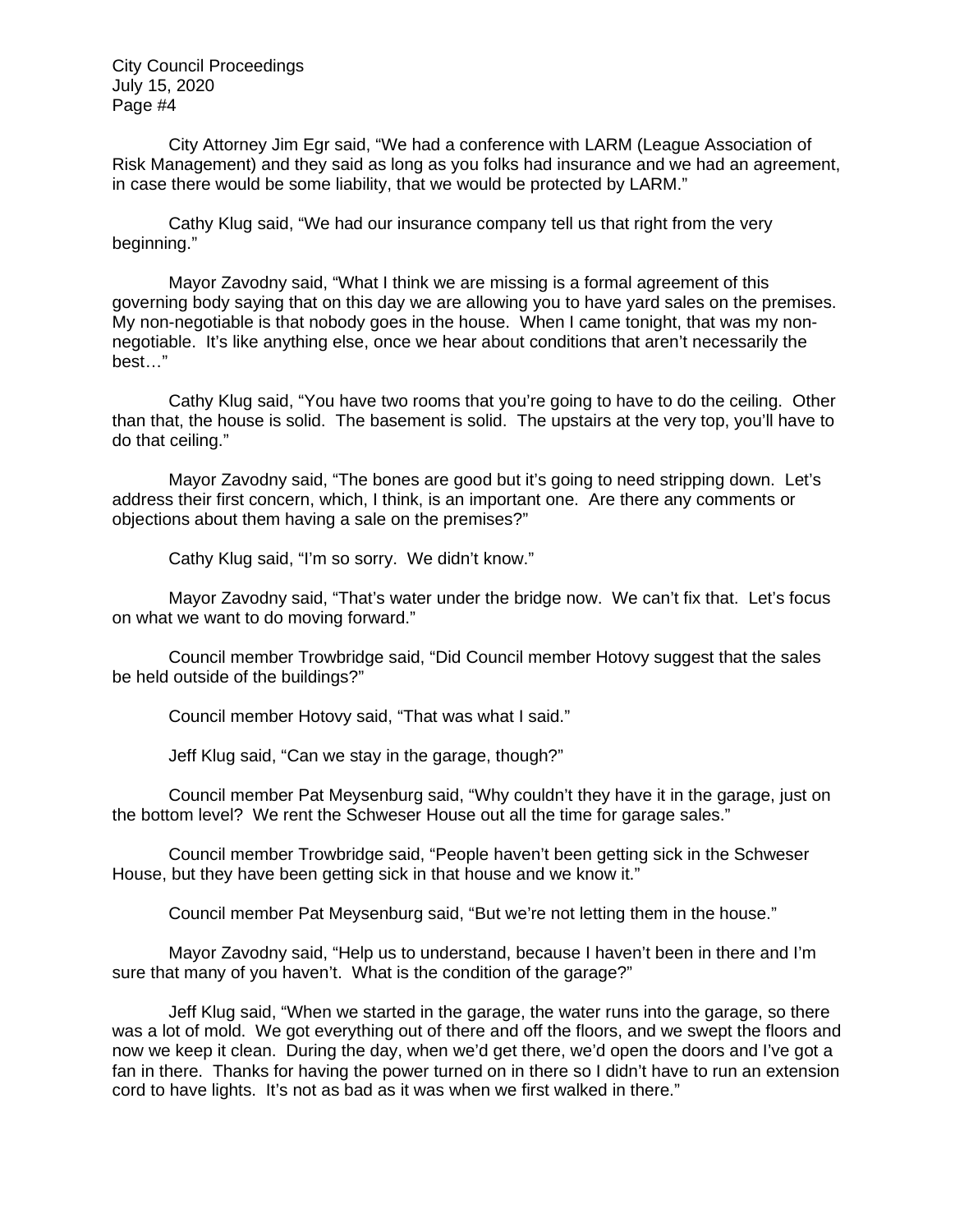City Attorney Jim Egr said, "We had a conference with LARM (League Association of Risk Management) and they said as long as you folks had insurance and we had an agreement, in case there would be some liability, that we would be protected by LARM."

Cathy Klug said, "We had our insurance company tell us that right from the very beginning."

Mayor Zavodny said, "What I think we are missing is a formal agreement of this governing body saying that on this day we are allowing you to have yard sales on the premises. My non-negotiable is that nobody goes in the house. When I came tonight, that was my non-negotiable. It's like anything else, once we hear about conditions that aren't necessarily the best…"

Cathy Klug said, "You have two rooms that you're going to have to do the ceiling. Other than that, the house is solid. The basement is solid. The upstairs at the very top, you'll have to do that ceiling."

Mayor Zavodny said, "The bones are good but it's going to need stripping down. Let's address their first concern, which, I think, is an important one. Are there any comments or objections about them having a sale on the premises?"

Cathy Klug said, "I'm so sorry. We didn't know."

Mayor Zavodny said, "That's water under the bridge now. We can't fix that. Let's focus on what we want to do moving forward."

Council member Trowbridge said, "Did Council member Hotovy suggest that the sales be held outside of the buildings?"

Council member Hotovy said, "That was what I said."

Jeff Klug said, "Can we stay in the garage, though?"

Council member Pat Meysenburg said, "Why couldn't they have it in the garage, just on the bottom level? We rent the Schweser House out all the time for garage sales."

Council member Trowbridge said, "People haven't been getting sick in the Schweser House, but they have been getting sick in that house and we know it."

Council member Pat Meysenburg said, "But we're not letting them in the house."

Mayor Zavodny said, "Help us to understand, because I haven't been in there and I'm sure that many of you haven't. What is the condition of the garage?"

Jeff Klug said, "When we started in the garage, the water runs into the garage, so there was a lot of mold. We got everything out of there and off the floors, and we swept the floors and now we keep it clean. During the day, when we'd get there, we'd open the doors and I've got a fan in there. Thanks for having the power turned on in there so I didn't have to run an extension cord to have lights. It's not as bad as it was when we first walked in there."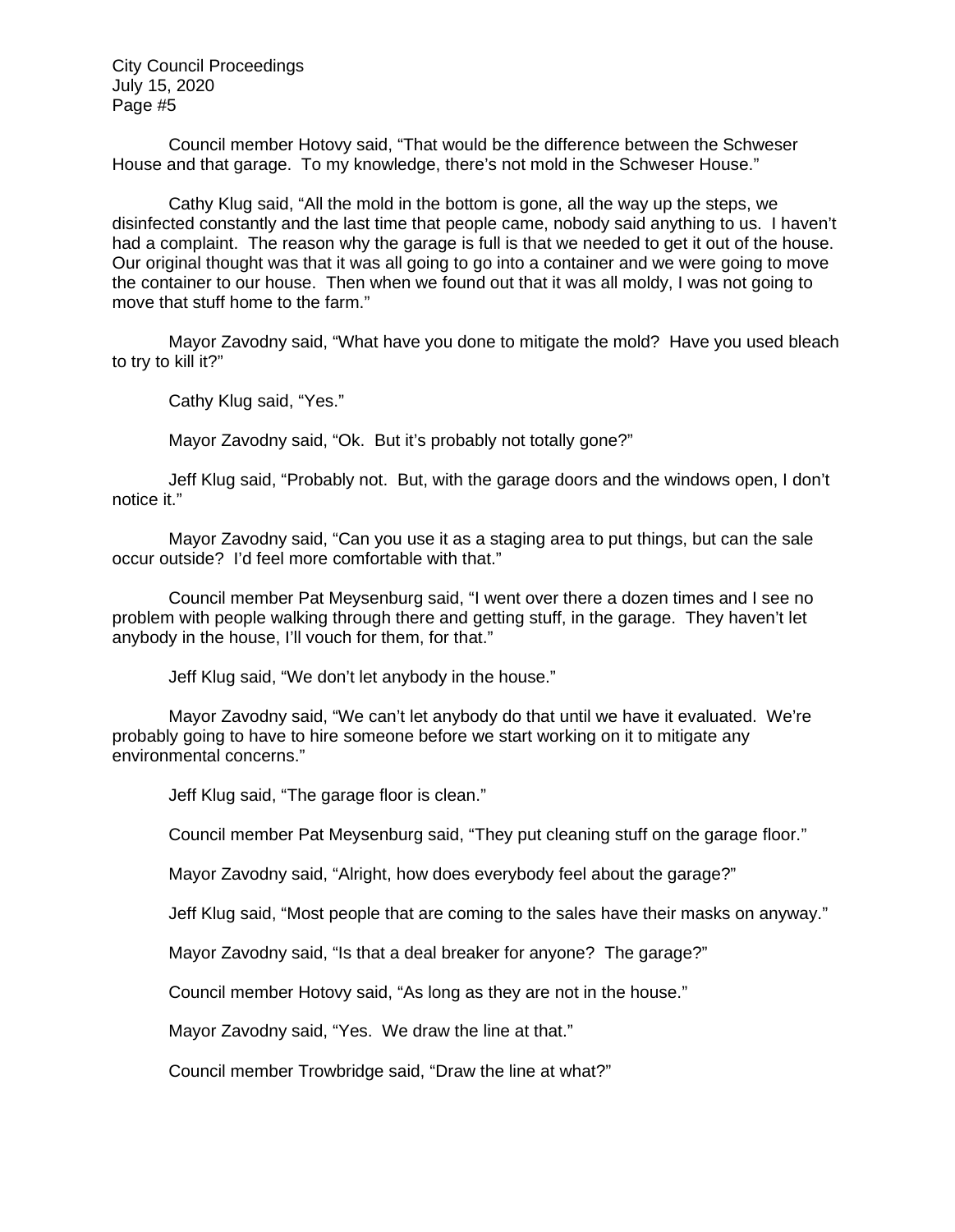Council member Hotovy said, “That would be the difference between the Schweser House and that garage. To my knowledge, there’s not mold in the Schweser House.”

Cathy Klug said, “All the mold in the bottom is gone, all the way up the steps, we disinfected constantly and the last time that people came, nobody said anything to us. I haven’t had a complaint. The reason why the garage is full is that we needed to get it out of the house. Our original thought was that it was all going to go into a container and we were going to move the container to our house. Then when we found out that it was all moldy, I was not going to move that stuff home to the farm.”

Mayor Zavodny said, “What have you done to mitigate the mold? Have you used bleach to try to kill it?”

Cathy Klug said, “Yes.”

Mayor Zavodny said, “Ok. But it’s probably not totally gone?”

Jeff Klug said, “Probably not. But, with the garage doors and the windows open, I don’t notice it.”

Mayor Zavodny said, “Can you use it as a staging area to put things, but can the sale occur outside? I’d feel more comfortable with that.”

Council member Pat Meysenburg said, “I went over there a dozen times and I see no problem with people walking through there and getting stuff, in the garage. They haven’t let anybody in the house, I’ll vouch for them, for that.”

Jeff Klug said, “We don’t let anybody in the house.”

Mayor Zavodny said, “We can’t let anybody do that until we have it evaluated. We’re probably going to have to hire someone before we start working on it to mitigate any environmental concerns.”

Jeff Klug said, “The garage floor is clean.”

Council member Pat Meysenburg said, “They put cleaning stuff on the garage floor.”

Mayor Zavodny said, “Alright, how does everybody feel about the garage?”

Jeff Klug said, “Most people that are coming to the sales have their masks on anyway.”

Mayor Zavodny said, “Is that a deal breaker for anyone? The garage?”

Council member Hotovy said, “As long as they are not in the house.”

Mayor Zavodny said, “Yes. We draw the line at that.”

Council member Trowbridge said, “Draw the line at what?”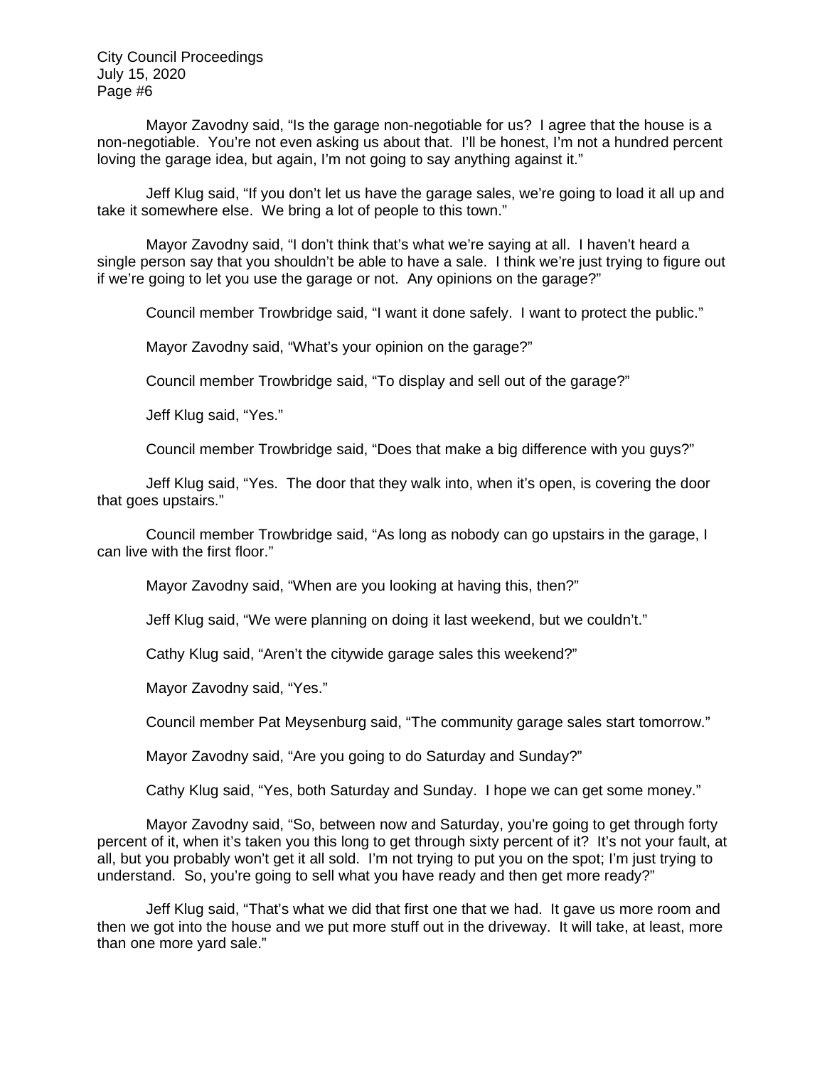Mayor Zavodny said, "Is the garage non-negotiable for us? I agree that the house is a non-negotiable. You're not even asking us about that. I'll be honest, I'm not a hundred percent loving the garage idea, but again, I'm not going to say anything against it."

Jeff Klug said, "If you don't let us have the garage sales, we're going to load it all up and take it somewhere else. We bring a lot of people to this town."

Mayor Zavodny said, "I don't think that's what we're saying at all. I haven't heard a single person say that you shouldn't be able to have a sale. I think we're just trying to figure out if we're going to let you use the garage or not. Any opinions on the garage?"

Council member Trowbridge said, "I want it done safely. I want to protect the public."

Mayor Zavodny said, "What's your opinion on the garage?"

Council member Trowbridge said, "To display and sell out of the garage?"

Jeff Klug said, "Yes."

Council member Trowbridge said, "Does that make a big difference with you guys?"

Jeff Klug said, "Yes. The door that they walk into, when it's open, is covering the door that goes upstairs."

Council member Trowbridge said, "As long as nobody can go upstairs in the garage, I can live with the first floor."

Mayor Zavodny said, "When are you looking at having this, then?"

Jeff Klug said, "We were planning on doing it last weekend, but we couldn't."

Cathy Klug said, "Aren't the citywide garage sales this weekend?"

Mayor Zavodny said, "Yes."

Council member Pat Meysenburg said, "The community garage sales start tomorrow."

Mayor Zavodny said, "Are you going to do Saturday and Sunday?"

Cathy Klug said, "Yes, both Saturday and Sunday. I hope we can get some money."

Mayor Zavodny said, "So, between now and Saturday, you're going to get through forty percent of it, when it's taken you this long to get through sixty percent of it? It's not your fault, at all, but you probably won't get it all sold. I'm not trying to put you on the spot; I'm just trying to understand. So, you're going to sell what you have ready and then get more ready?"

Jeff Klug said, "That's what we did that first one that we had. It gave us more room and then we got into the house and we put more stuff out in the driveway. It will take, at least, more than one more yard sale."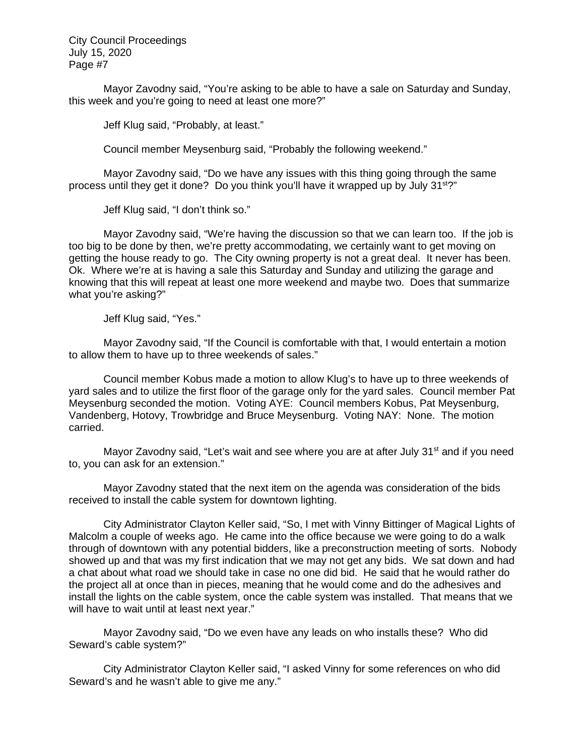Mayor Zavodny said, "You're asking to be able to have a sale on Saturday and Sunday, this week and you're going to need at least one more?"

Jeff Klug said, "Probably, at least."

Council member Meysenburg said, "Probably the following weekend."

Mayor Zavodny said, "Do we have any issues with this thing going through the same process until they get it done? Do you think you'll have it wrapped up by July 31st?"

Jeff Klug said, "I don't think so."

Mayor Zavodny said, "We're having the discussion so that we can learn too. If the job is too big to be done by then, we're pretty accommodating, we certainly want to get moving on getting the house ready to go. The City owning property is not a great deal. It never has been. Ok. Where we're at is having a sale this Saturday and Sunday and utilizing the garage and knowing that this will repeat at least one more weekend and maybe two. Does that summarize what you're asking?"

Jeff Klug said, "Yes."

Mayor Zavodny said, "If the Council is comfortable with that, I would entertain a motion to allow them to have up to three weekends of sales."

Council member Kobus made a motion to allow Klug's to have up to three weekends of yard sales and to utilize the first floor of the garage only for the yard sales. Council member Pat Meysenburg seconded the motion. Voting AYE: Council members Kobus, Pat Meysenburg, Vandenberg, Hotovy, Trowbridge and Bruce Meysenburg. Voting NAY: None. The motion carried.

Mayor Zavodny said, "Let's wait and see where you are at after July 31st and if you need to, you can ask for an extension."

Mayor Zavodny stated that the next item on the agenda was consideration of the bids received to install the cable system for downtown lighting.

City Administrator Clayton Keller said, "So, I met with Vinny Bittinger of Magical Lights of Malcolm a couple of weeks ago. He came into the office because we were going to do a walk through of downtown with any potential bidders, like a preconstruction meeting of sorts. Nobody showed up and that was my first indication that we may not get any bids. We sat down and had a chat about what road we should take in case no one did bid. He said that he would rather do the project all at once than in pieces, meaning that he would come and do the adhesives and install the lights on the cable system, once the cable system was installed. That means that we will have to wait until at least next year."

Mayor Zavodny said, "Do we even have any leads on who installs these? Who did Seward's cable system?"

City Administrator Clayton Keller said, "I asked Vinny for some references on who did Seward's and he wasn't able to give me any."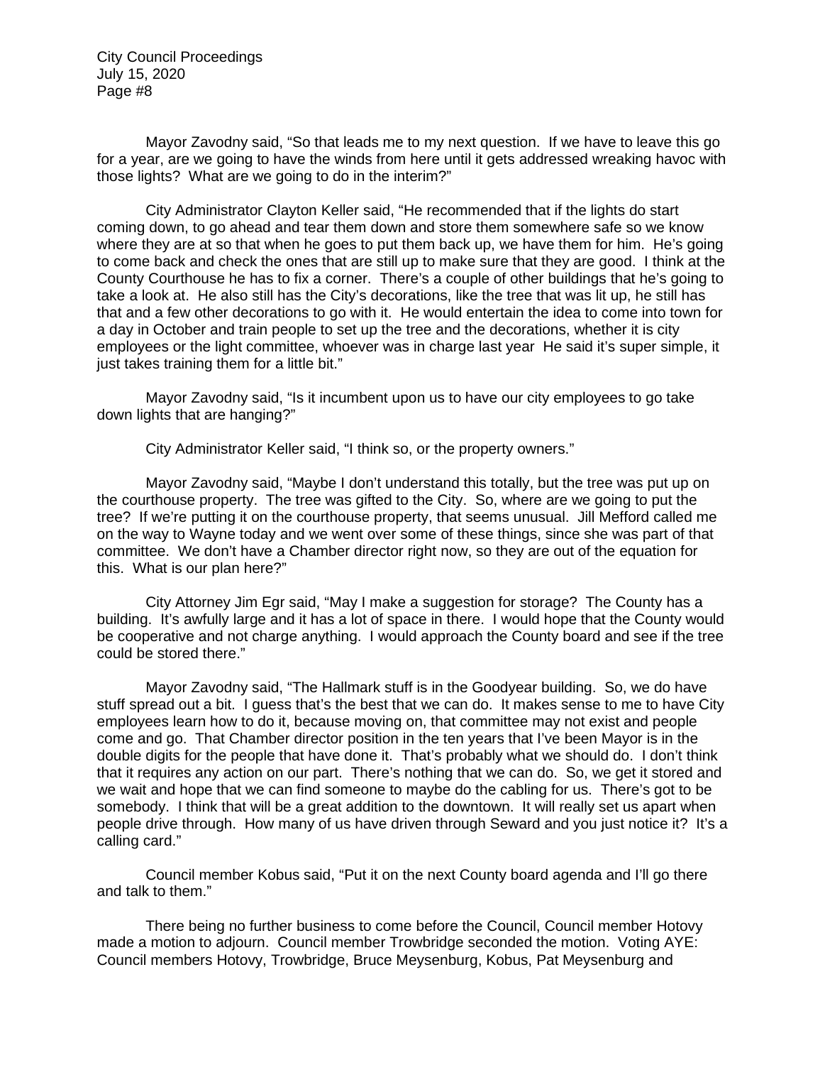Mayor Zavodny said, "So that leads me to my next question. If we have to leave this go for a year, are we going to have the winds from here until it gets addressed wreaking havoc with those lights? What are we going to do in the interim?"

City Administrator Clayton Keller said, "He recommended that if the lights do start coming down, to go ahead and tear them down and store them somewhere safe so we know where they are at so that when he goes to put them back up, we have them for him. He's going to come back and check the ones that are still up to make sure that they are good. I think at the County Courthouse he has to fix a corner. There's a couple of other buildings that he's going to take a look at. He also still has the City's decorations, like the tree that was lit up, he still has that and a few other decorations to go with it. He would entertain the idea to come into town for a day in October and train people to set up the tree and the decorations, whether it is city employees or the light committee, whoever was in charge last year He said it's super simple, it just takes training them for a little bit."

Mayor Zavodny said, "Is it incumbent upon us to have our city employees to go take down lights that are hanging?"

City Administrator Keller said, "I think so, or the property owners."

Mayor Zavodny said, "Maybe I don't understand this totally, but the tree was put up on the courthouse property. The tree was gifted to the City. So, where are we going to put the tree? If we're putting it on the courthouse property, that seems unusual. Jill Mefford called me on the way to Wayne today and we went over some of these things, since she was part of that committee. We don't have a Chamber director right now, so they are out of the equation for this. What is our plan here?"

City Attorney Jim Egr said, "May I make a suggestion for storage? The County has a building. It's awfully large and it has a lot of space in there. I would hope that the County would be cooperative and not charge anything. I would approach the County board and see if the tree could be stored there."

Mayor Zavodny said, "The Hallmark stuff is in the Goodyear building. So, we do have stuff spread out a bit. I guess that's the best that we can do. It makes sense to me to have City employees learn how to do it, because moving on, that committee may not exist and people come and go. That Chamber director position in the ten years that I've been Mayor is in the double digits for the people that have done it. That's probably what we should do. I don't think that it requires any action on our part. There's nothing that we can do. So, we get it stored and we wait and hope that we can find someone to maybe do the cabling for us. There's got to be somebody. I think that will be a great addition to the downtown. It will really set us apart when people drive through. How many of us have driven through Seward and you just notice it? It's a calling card."

Council member Kobus said, "Put it on the next County board agenda and I'll go there and talk to them."

There being no further business to come before the Council, Council member Hotovy made a motion to adjourn. Council member Trowbridge seconded the motion. Voting AYE: Council members Hotovy, Trowbridge, Bruce Meysenburg, Kobus, Pat Meysenburg and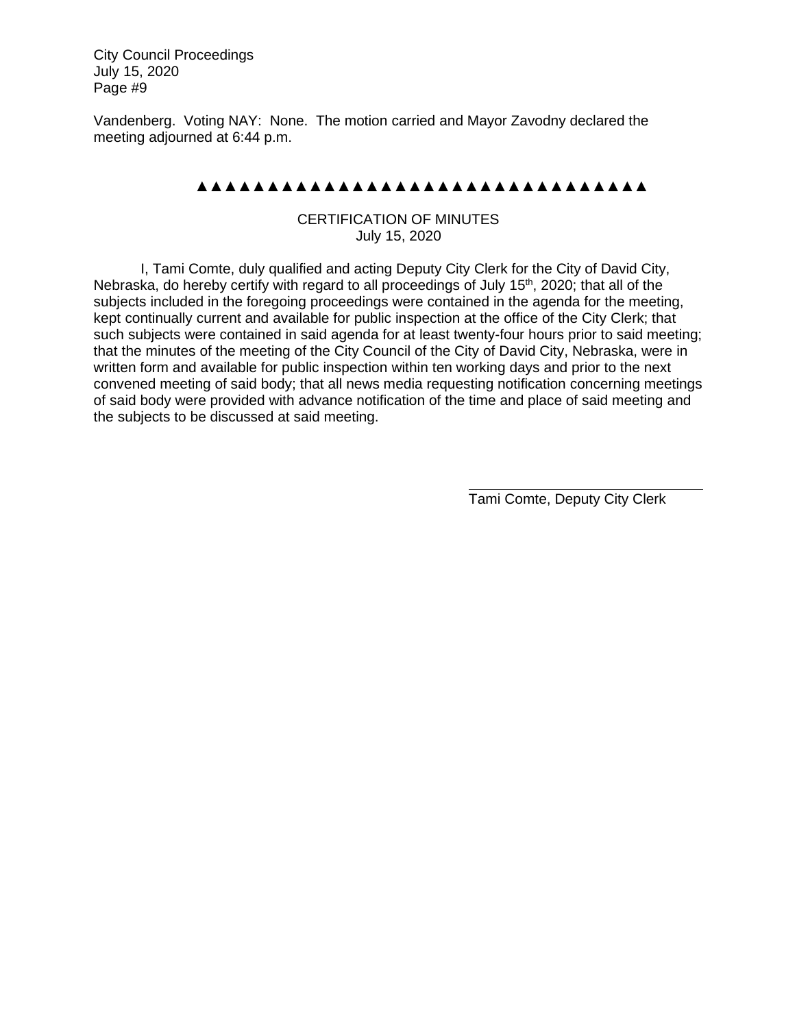Vandenberg. Voting NAY: None. The motion carried and Mayor Zavodny declared the meeting adjourned at 6:44 p.m.

▲▲▲▲▲▲▲▲▲▲▲▲▲▲▲▲▲▲▲▲▲▲▲▲▲▲▲▲▲▲▲▲▲▲

CERTIFICATION OF MINUTES
July 15, 2020

I, Tami Comte, duly qualified and acting Deputy City Clerk for the City of David City, Nebraska, do hereby certify with regard to all proceedings of July 15th, 2020; that all of the subjects included in the foregoing proceedings were contained in the agenda for the meeting, kept continually current and available for public inspection at the office of the City Clerk; that such subjects were contained in said agenda for at least twenty-four hours prior to said meeting; that the minutes of the meeting of the City Council of the City of David City, Nebraska, were in written form and available for public inspection within ten working days and prior to the next convened meeting of said body; that all news media requesting notification concerning meetings of said body were provided with advance notification of the time and place of said meeting and the subjects to be discussed at said meeting.

\_\_\_\_\_\_\_\_\_\_\_\_\_\_\_\_\_\_\_\_\_\_\_\_\_\_\_\_\_\_

Tami Comte, Deputy City Clerk